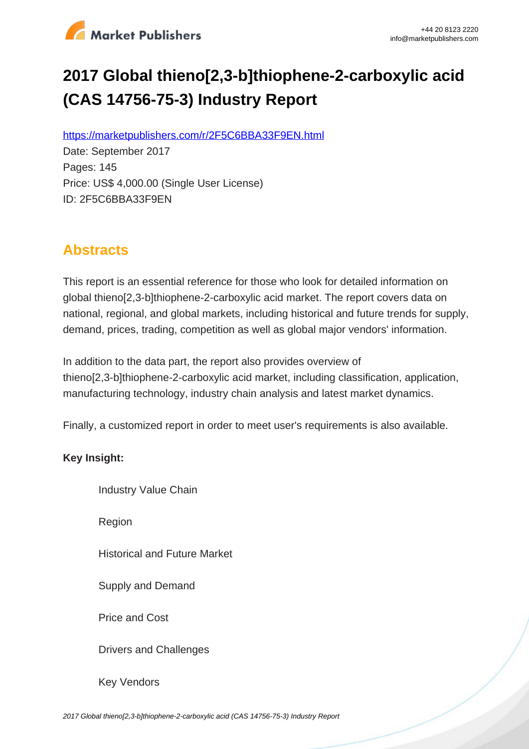# 2017 Global thieno[2,3-b]thiophene-2-carboxylic acid (CAS 14756-75-3) Industry Report

https://marketpublishers.com/r/2F5C6BBA33F9EN.html

Date: September 2017

Pages: 145

Price: US$ 4,000.00 (Single User License)

ID: 2F5C6BBA33F9EN

## Abstracts

This report is an essential reference for those who look for detailed information on global thieno[2,3-b]thiophene-2-carboxylic acid market. The report covers data on national, regional, and global markets, including historical and future trends for supply, demand, prices, trading, competition as well as global major vendors' information.

In addition to the data part, the report also provides overview of thieno[2,3-b]thiophene-2-carboxylic acid market, including classification, application, manufacturing technology, industry chain analysis and latest market dynamics.

Finally, a customized report in order to meet user's requirements is also available.

**Key Insight:**

- Industry Value Chain
- Region
- Historical and Future Market
- Supply and Demand
- Price and Cost
- Drivers and Challenges
- Key Vendors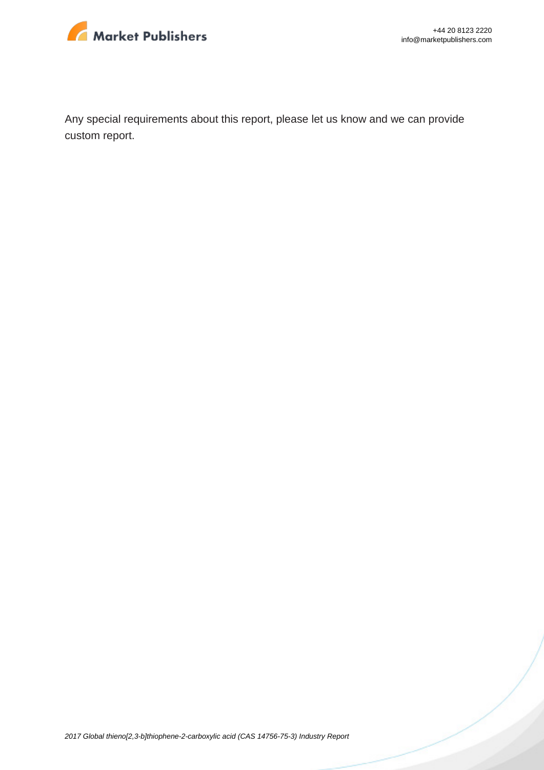Any special requirements about this report, please let us know and we can provide custom report.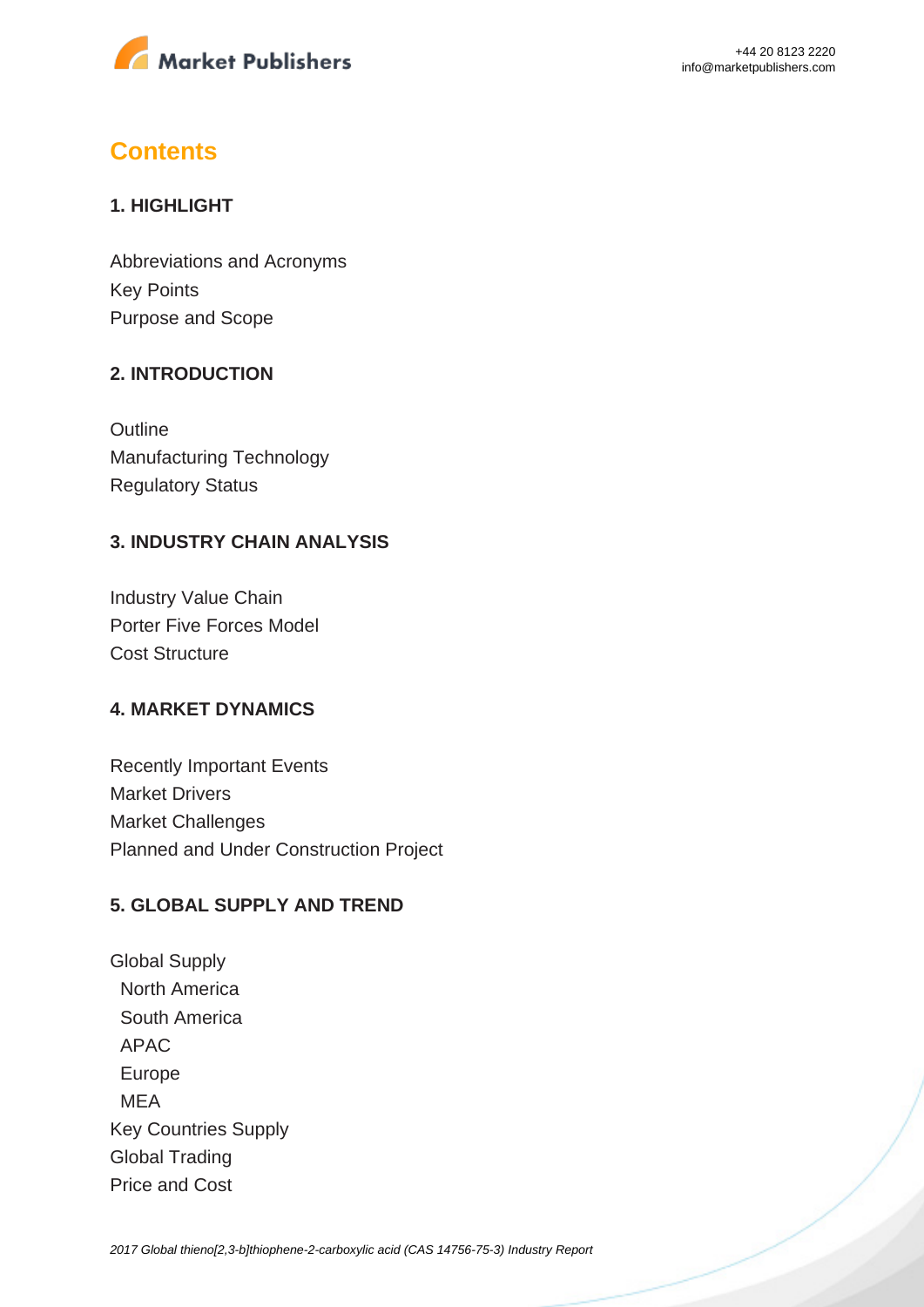## Contents

### 1. HIGHLIGHT

Abbreviations and Acronyms
Key Points
Purpose and Scope

### 2. INTRODUCTION

Outline
Manufacturing Technology
Regulatory Status

### 3. INDUSTRY CHAIN ANALYSIS

Industry Value Chain
Porter Five Forces Model
Cost Structure

### 4. MARKET DYNAMICS

Recently Important Events
Market Drivers
Market Challenges
Planned and Under Construction Project

### 5. GLOBAL SUPPLY AND TREND

Global Supply
- North America
- South America
- APAC
- Europe
- MEA

Key Countries Supply
Global Trading
Price and Cost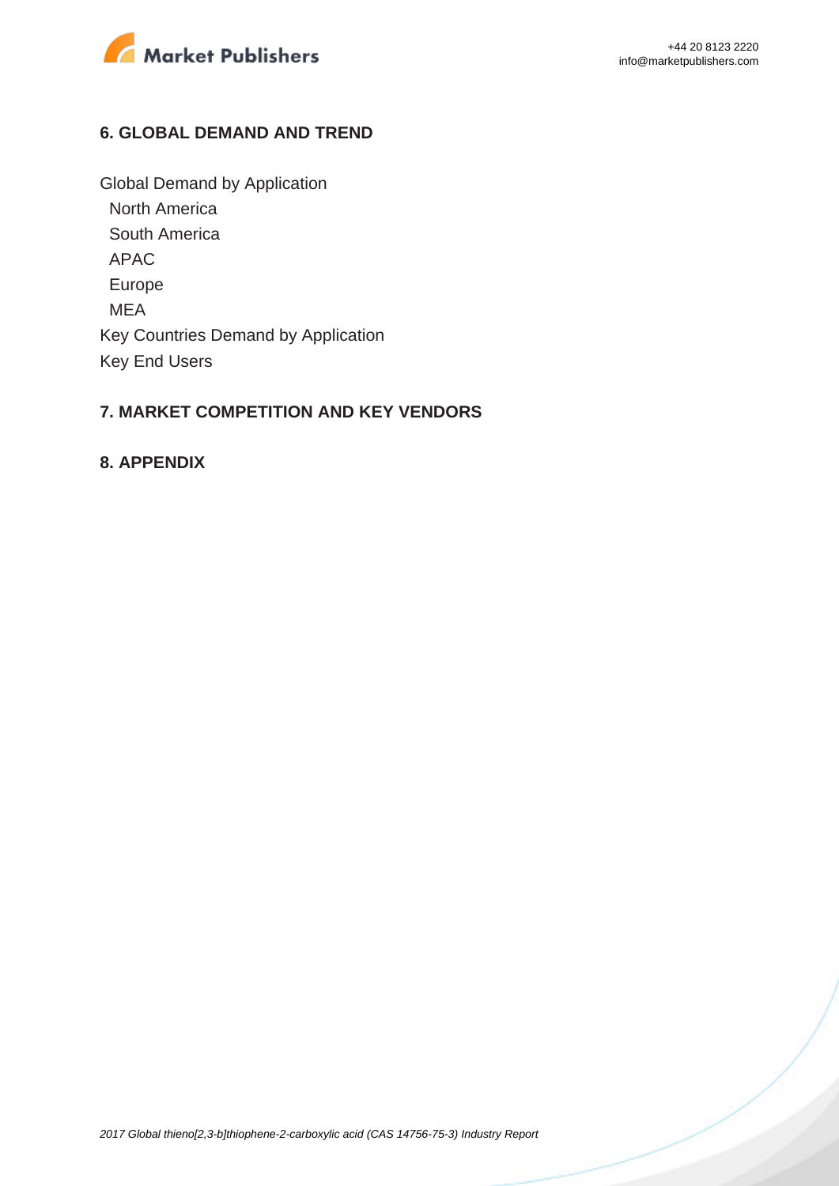## 6. GLOBAL DEMAND AND TREND

Global Demand by Application
- North America
- South America
- APAC
- Europe
- MEA

Key Countries Demand by Application
Key End Users

## 7. MARKET COMPETITION AND KEY VENDORS

## 8. APPENDIX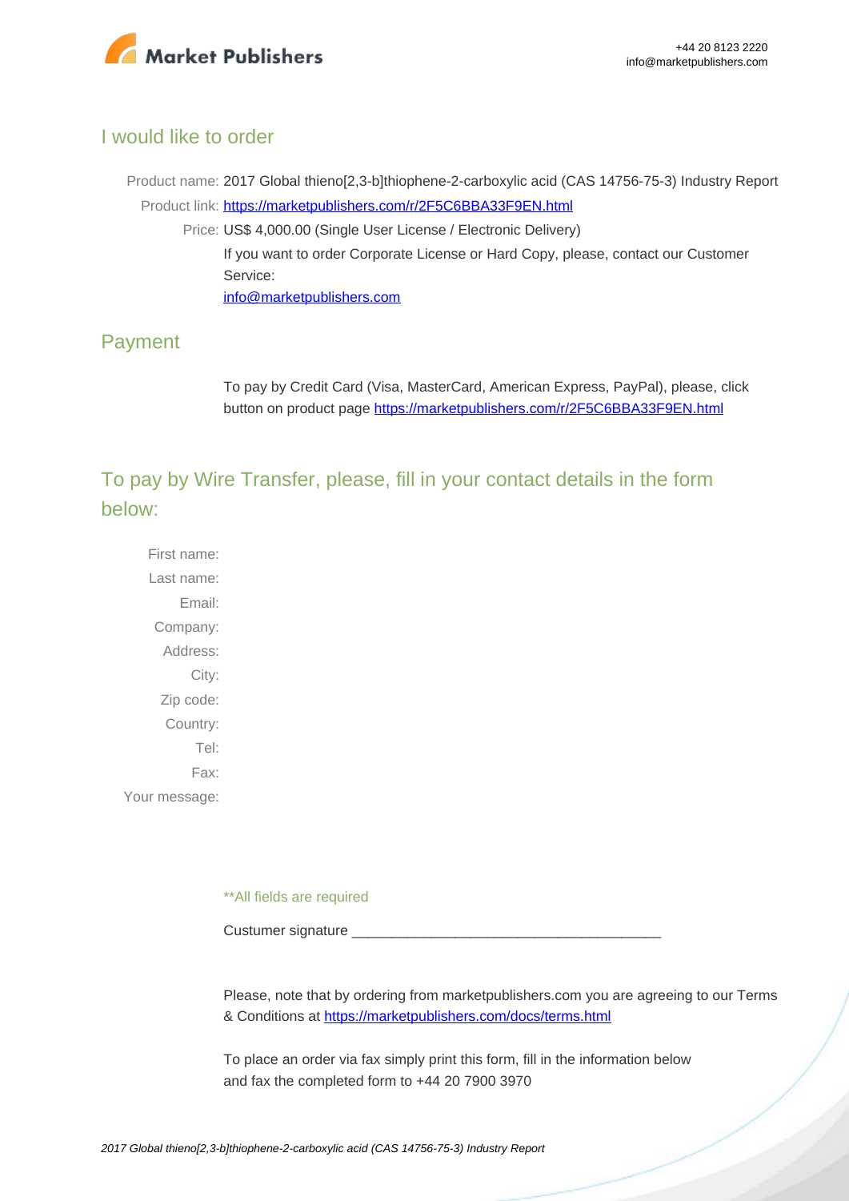## I would like to order

Product name: 2017 Global thieno[2,3-b]thiophene-2-carboxylic acid (CAS 14756-75-3) Industry Report

Product link: https://marketpublishers.com/r/2F5C6BBA33F9EN.html

Price: US$ 4,000.00 (Single User License / Electronic Delivery)

If you want to order Corporate License or Hard Copy, please, contact our Customer Service:

info@marketpublishers.com

## Payment

To pay by Credit Card (Visa, MasterCard, American Express, PayPal), please, click button on product page https://marketpublishers.com/r/2F5C6BBA33F9EN.html

## To pay by Wire Transfer, please, fill in your contact details in the form below:

First name:

Last name:

Email:

Company:

Address:

City:

Zip code:

Country:

Tel:

Fax:

Your message:

**All fields are required

Custumer signature _______________________________________

Please, note that by ordering from marketpublishers.com you are agreeing to our Terms & Conditions at https://marketpublishers.com/docs/terms.html

To place an order via fax simply print this form, fill in the information below and fax the completed form to +44 20 7900 3970